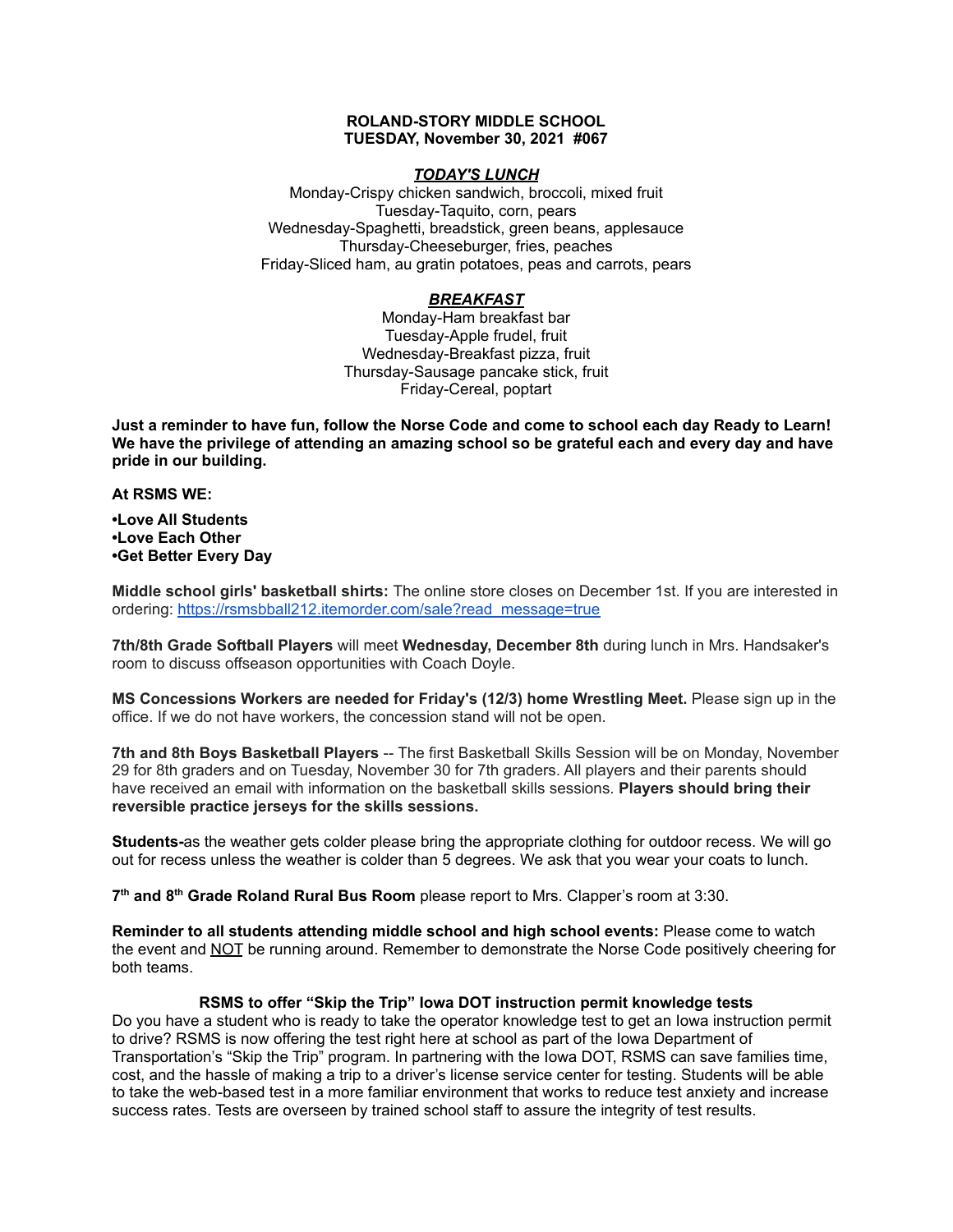**ROLAND-STORY MIDDLE SCHOOL**
**TUESDAY, November 30, 2021 #067**

***TODAY'S LUNCH***

Monday-Crispy chicken sandwich, broccoli, mixed fruit
Tuesday-Taquito, corn, pears
Wednesday-Spaghetti, breadstick, green beans, applesauce
Thursday-Cheeseburger, fries, peaches
Friday-Sliced ham, au gratin potatoes, peas and carrots, pears

***BREAKFAST***

Monday-Ham breakfast bar
Tuesday-Apple frudel, fruit
Wednesday-Breakfast pizza, fruit
Thursday-Sausage pancake stick, fruit
Friday-Cereal, poptart

**Just a reminder to have fun, follow the Norse Code and come to school each day Ready to Learn! We have the privilege of attending an amazing school so be grateful each and every day and have pride in our building.**

**At RSMS WE:**

**•Love All Students**
**•Love Each Other**
**•Get Better Every Day**

**Middle school girls' basketball shirts:** The online store closes on December 1st. If you are interested in ordering: https://rsmsbball212.itemorder.com/sale?read_message=true

**7th/8th Grade Softball Players** will meet **Wednesday, December 8th** during lunch in Mrs. Handsaker's room to discuss offseason opportunities with Coach Doyle.

**MS Concessions Workers are needed for Friday's (12/3) home Wrestling Meet.** Please sign up in the office. If we do not have workers, the concession stand will not be open.

**7th and 8th Boys Basketball Players** -- The first Basketball Skills Session will be on Monday, November 29 for 8th graders and on Tuesday, November 30 for 7th graders. All players and their parents should have received an email with information on the basketball skills sessions. **Players should bring their reversible practice jerseys for the skills sessions.**

**Students-**as the weather gets colder please bring the appropriate clothing for outdoor recess. We will go out for recess unless the weather is colder than 5 degrees. We ask that you wear your coats to lunch.

**7th and 8th Grade Roland Rural Bus Room** please report to Mrs. Clapper's room at 3:30.

**Reminder to all students attending middle school and high school events:** Please come to watch the event and NOT be running around. Remember to demonstrate the Norse Code positively cheering for both teams.

**RSMS to offer "Skip the Trip" Iowa DOT instruction permit knowledge tests**

Do you have a student who is ready to take the operator knowledge test to get an Iowa instruction permit to drive? RSMS is now offering the test right here at school as part of the Iowa Department of Transportation's "Skip the Trip" program. In partnering with the Iowa DOT, RSMS can save families time, cost, and the hassle of making a trip to a driver's license service center for testing. Students will be able to take the web-based test in a more familiar environment that works to reduce test anxiety and increase success rates. Tests are overseen by trained school staff to assure the integrity of test results.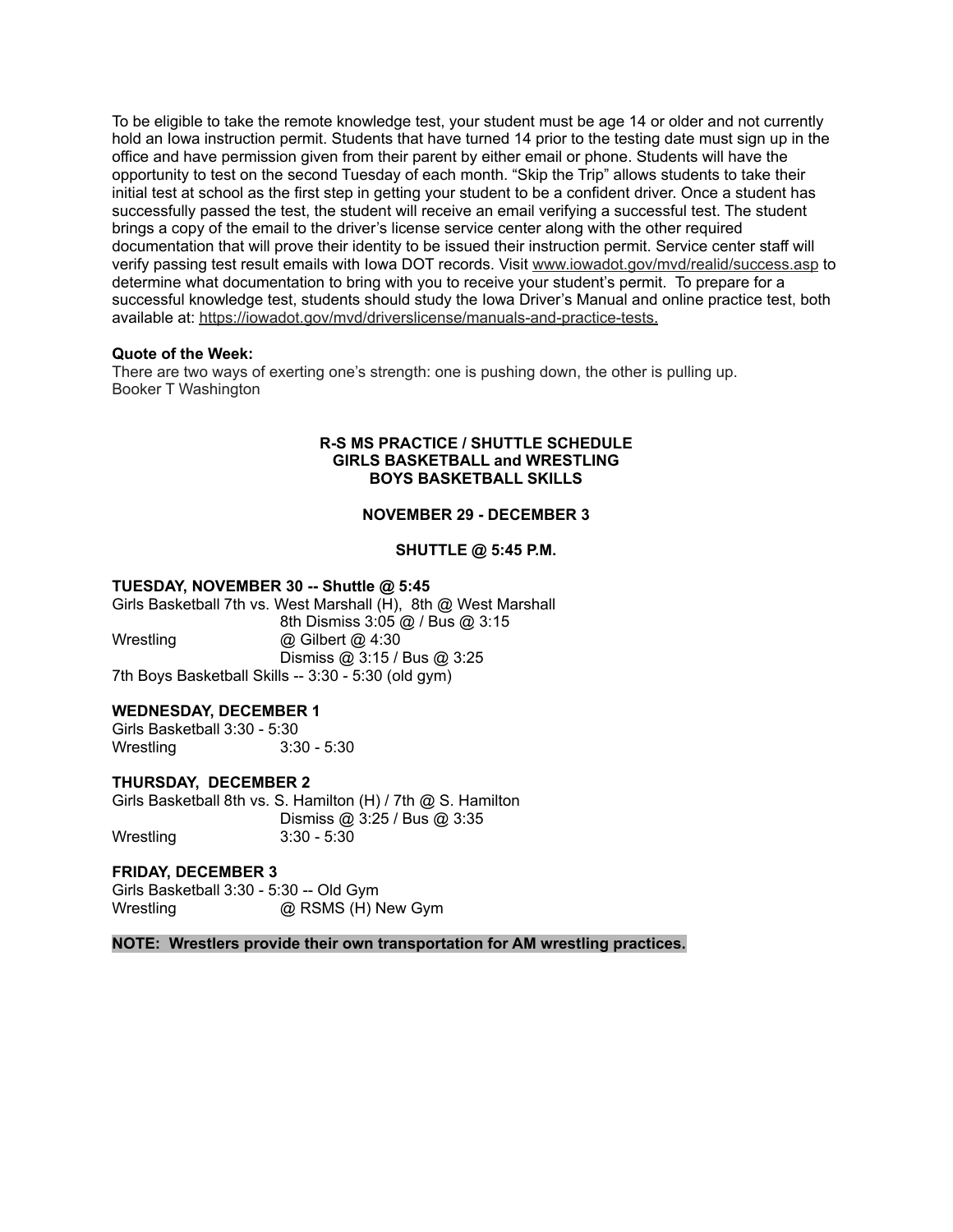To be eligible to take the remote knowledge test, your student must be age 14 or older and not currently hold an Iowa instruction permit. Students that have turned 14 prior to the testing date must sign up in the office and have permission given from their parent by either email or phone. Students will have the opportunity to test on the second Tuesday of each month. “Skip the Trip” allows students to take their initial test at school as the first step in getting your student to be a confident driver. Once a student has successfully passed the test, the student will receive an email verifying a successful test. The student brings a copy of the email to the driver’s license service center along with the other required documentation that will prove their identity to be issued their instruction permit. Service center staff will verify passing test result emails with Iowa DOT records. Visit www.iowadot.gov/mvd/realid/success.asp to determine what documentation to bring with you to receive your student’s permit. To prepare for a successful knowledge test, students should study the Iowa Driver’s Manual and online practice test, both available at: https://iowadot.gov/mvd/driverslicense/manuals-and-practice-tests.

**Quote of the Week:**
There are two ways of exerting one’s strength: one is pushing down, the other is pulling up.
Booker T Washington

**R-S MS PRACTICE / SHUTTLE SCHEDULE**
**GIRLS BASKETBALL and WRESTLING**
**BOYS BASKETBALL SKILLS**

**NOVEMBER 29 - DECEMBER 3**

**SHUTTLE @ 5:45 P.M.**

**TUESDAY, NOVEMBER 30 -- Shuttle @ 5:45**
Girls Basketball 7th vs. West Marshall (H), 8th @ West Marshall
8th Dismiss 3:05 @ / Bus @ 3:15
Wrestling @ Gilbert @ 4:30
Dismiss @ 3:15 / Bus @ 3:25
7th Boys Basketball Skills -- 3:30 - 5:30 (old gym)

**WEDNESDAY, DECEMBER 1**
Girls Basketball 3:30 - 5:30
Wrestling 3:30 - 5:30

**THURSDAY, DECEMBER 2**
Girls Basketball 8th vs. S. Hamilton (H) / 7th @ S. Hamilton
Dismiss @ 3:25 / Bus @ 3:35
Wrestling 3:30 - 5:30

**FRIDAY, DECEMBER 3**
Girls Basketball 3:30 - 5:30 -- Old Gym
Wrestling @ RSMS (H) New Gym

**NOTE: Wrestlers provide their own transportation for AM wrestling practices.**